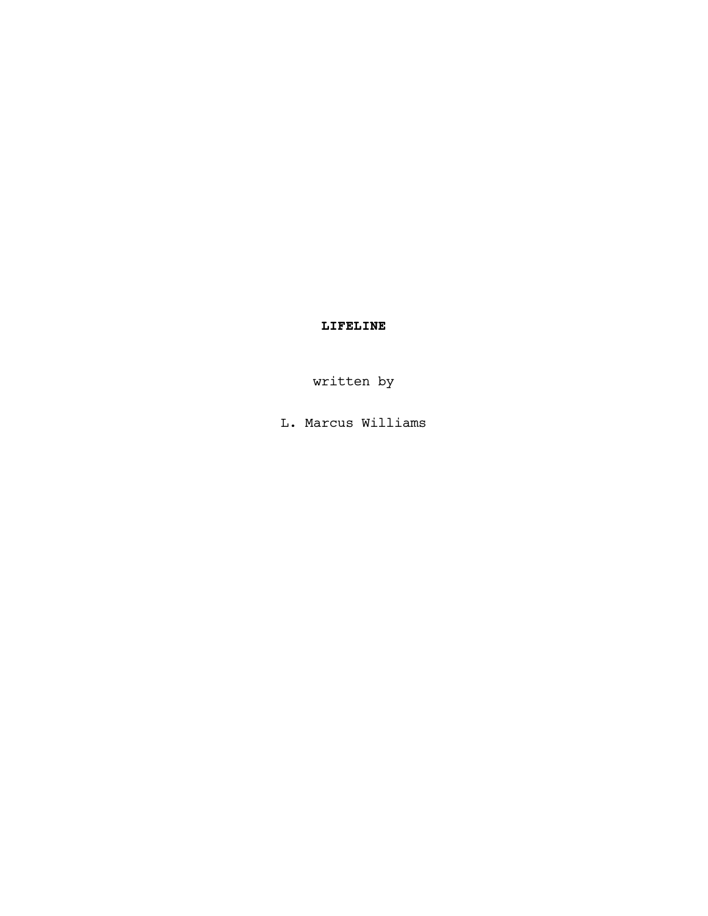**LIFELINE**

written by

L. Marcus Williams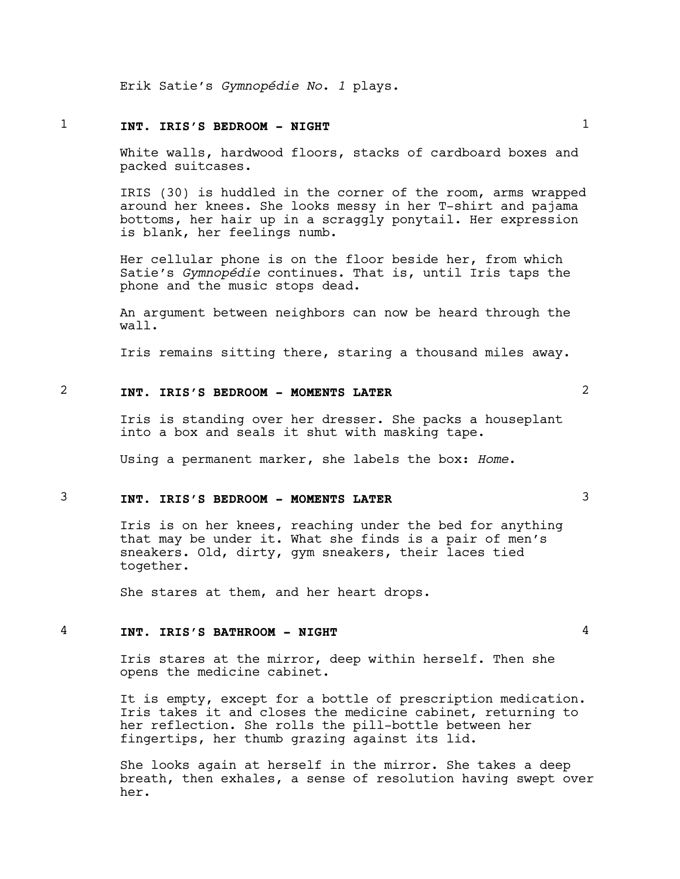Erik Satie's *Gymnopédie No. 1* plays.

**1 INT. IRIS'S BEDROOM - NIGHT 1**

White walls, hardwood floors, stacks of cardboard boxes and packed suitcases.

IRIS (30) is huddled in the corner of the room, arms wrapped around her knees. She looks messy in her T-shirt and pajama bottoms, her hair up in a scraggly ponytail. Her expression is blank, her feelings numb.

Her cellular phone is on the floor beside her, from which Satie's *Gymnopédie* continues. That is, until Iris taps the phone and the music stops dead.

An argument between neighbors can now be heard through the wall.

Iris remains sitting there, staring a thousand miles away.

**2 INT. IRIS'S BEDROOM - MOMENTS LATER 2**

Iris is standing over her dresser. She packs a houseplant into a box and seals it shut with masking tape.

Using a permanent marker, she labels the box: *Home*.

**3 INT. IRIS'S BEDROOM - MOMENTS LATER 3**

Iris is on her knees, reaching under the bed for anything that may be under it. What she finds is a pair of men's sneakers. Old, dirty, gym sneakers, their laces tied together.

She stares at them, and her heart drops.

**4 INT. IRIS'S BATHROOM - NIGHT 4**

Iris stares at the mirror, deep within herself. Then she opens the medicine cabinet.

It is empty, except for a bottle of prescription medication. Iris takes it and closes the medicine cabinet, returning to her reflection. She rolls the pill-bottle between her fingertips, her thumb grazing against its lid.

She looks again at herself in the mirror. She takes a deep breath, then exhales, a sense of resolution having swept over her.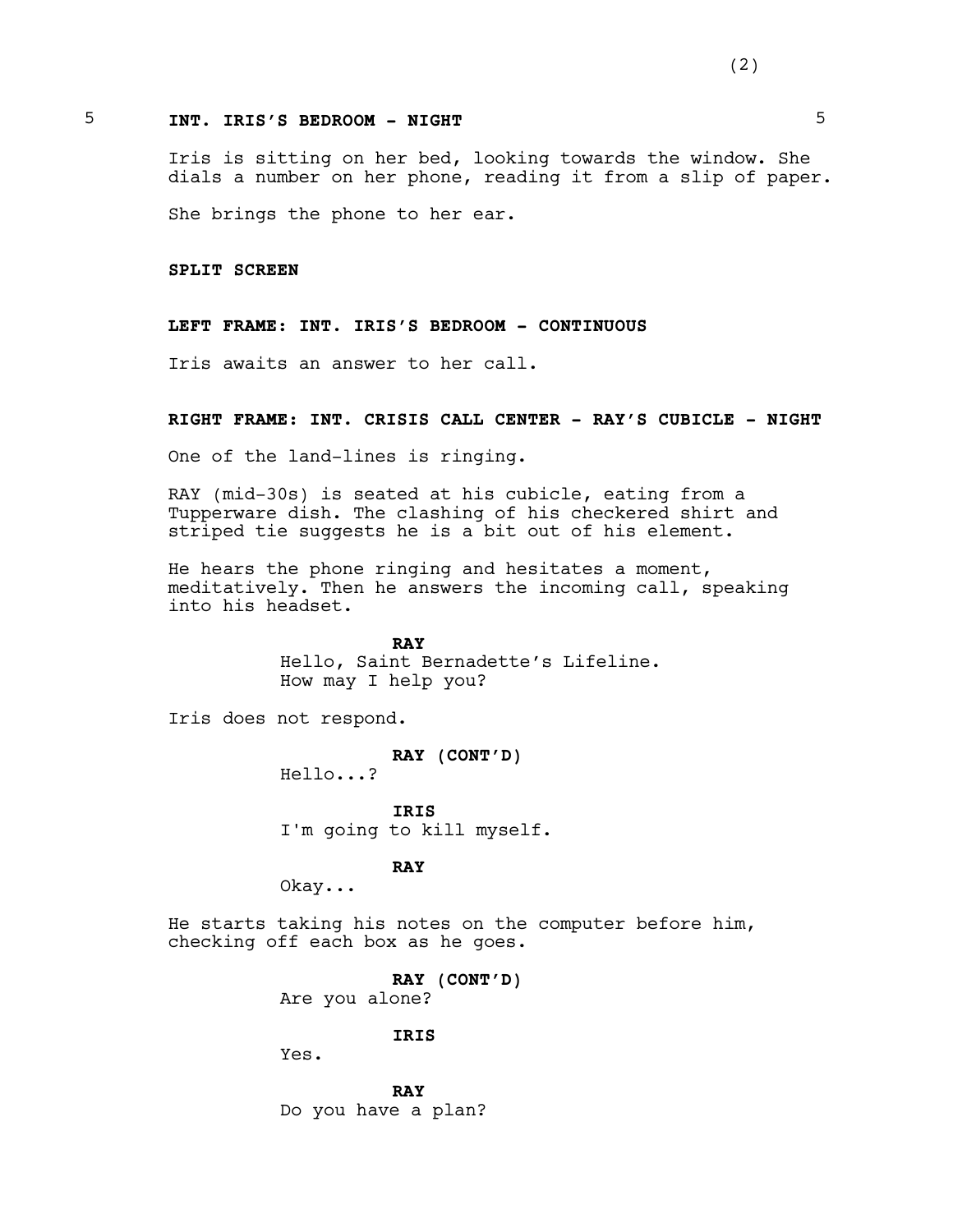**5 INT. IRIS'S BEDROOM - NIGHT 5**

Iris is sitting on her bed, looking towards the window. She dials a number on her phone, reading it from a slip of paper.

She brings the phone to her ear.

**SPLIT SCREEN**

**LEFT FRAME: INT. IRIS'S BEDROOM - CONTINUOUS**

Iris awaits an answer to her call.

**RIGHT FRAME: INT. CRISIS CALL CENTER - RAY'S CUBICLE - NIGHT**

One of the land-lines is ringing.

RAY (mid-30s) is seated at his cubicle, eating from a Tupperware dish. The clashing of his checkered shirt and striped tie suggests he is a bit out of his element.

He hears the phone ringing and hesitates a moment, meditatively. Then he answers the incoming call, speaking into his headset.

**RAY**
Hello, Saint Bernadette's Lifeline.
How may I help you?

Iris does not respond.

**RAY (CONT'D)**
Hello...?

**IRIS**
I'm going to kill myself.

**RAY**
Okay...

He starts taking his notes on the computer before him, checking off each box as he goes.

**RAY (CONT'D)**
Are you alone?

**IRIS**
Yes.

**RAY**
Do you have a plan?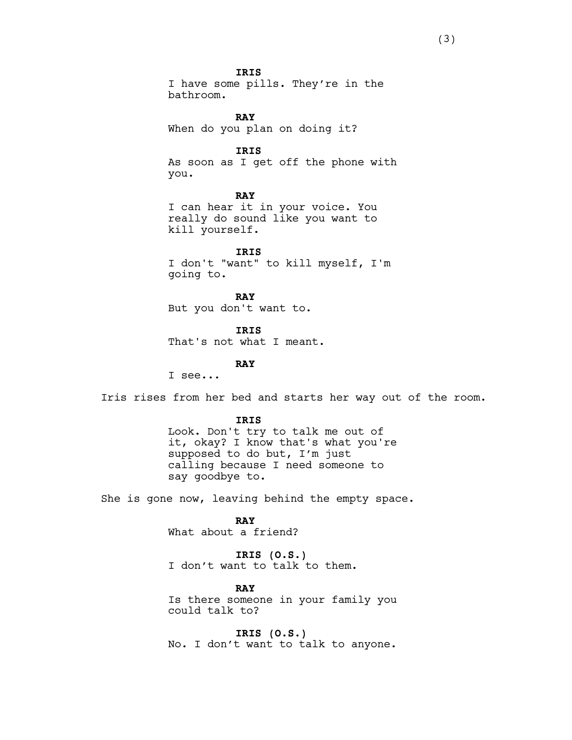**IRIS**
I have some pills. They're in the bathroom.

**RAY**
When do you plan on doing it?

**IRIS**
As soon as I get off the phone with you.

**RAY**
I can hear it in your voice. You really do sound like you want to kill yourself.

**IRIS**
I don't "want" to kill myself, I'm going to.

**RAY**
But you don't want to.

**IRIS**
That's not what I meant.

**RAY**
I see...

Iris rises from her bed and starts her way out of the room.

**IRIS**
Look. Don't try to talk me out of it, okay? I know that's what you're supposed to do but, I'm just calling because I need someone to say goodbye to.

She is gone now, leaving behind the empty space.

**RAY**
What about a friend?

**IRIS (O.S.)**
I don't want to talk to them.

**RAY**
Is there someone in your family you could talk to?

**IRIS (O.S.)**
No. I don't want to talk to anyone.